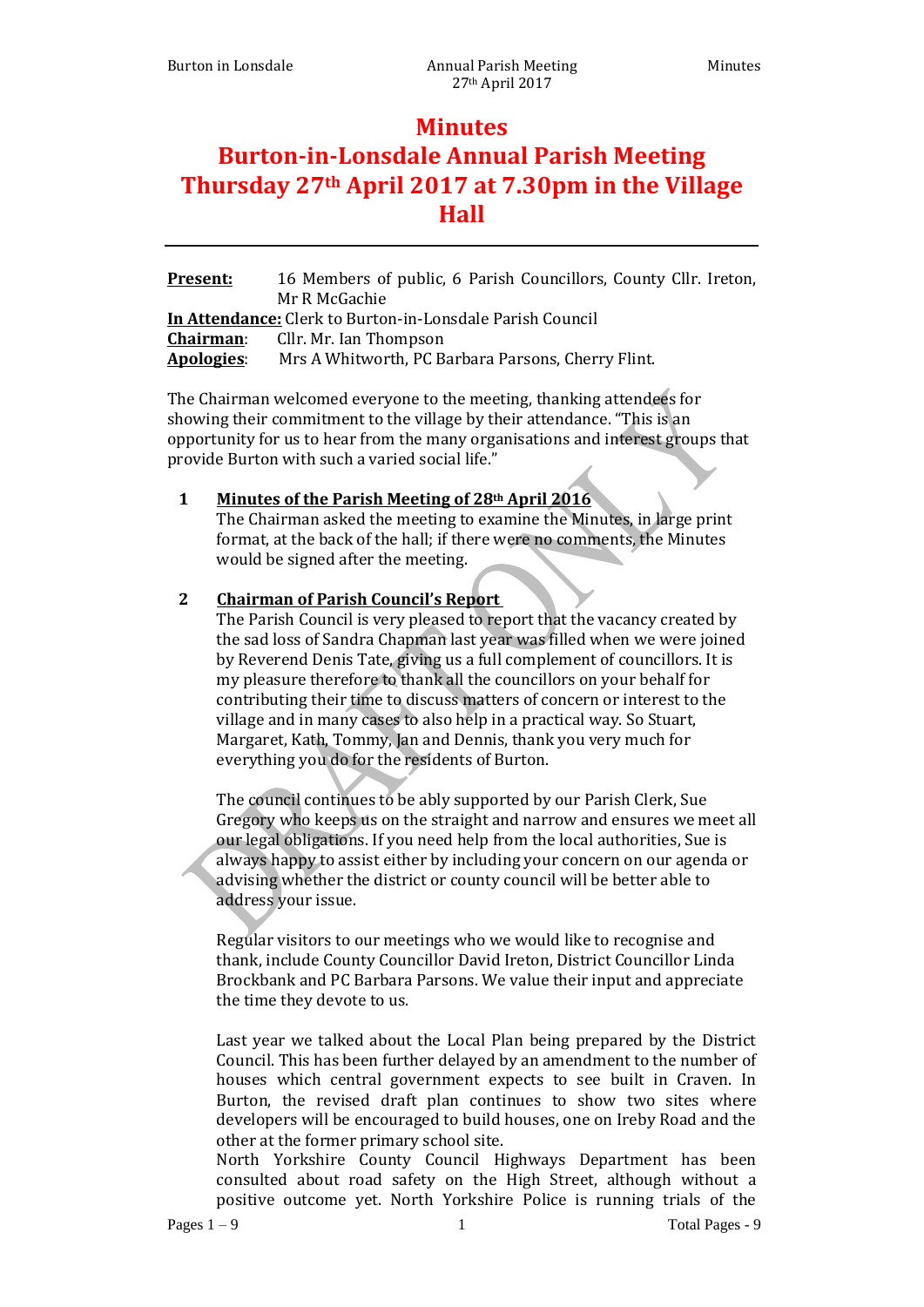# Minutes

# Burton-in-Lonsdale Annual Parish Meeting Thursday 27th April 2017 at 7.30pm in the Village Hall

---

**Present:** 16 Members of public, 6 Parish Councillors, County Cllr. Ireton, Mr R McGachie
**In Attendance:** Clerk to Burton-in-Lonsdale Parish Council
**Chairman:** Cllr. Mr. Ian Thompson
**Apologies:** Mrs A Whitworth, PC Barbara Parsons, Cherry Flint.

The Chairman welcomed everyone to the meeting, thanking attendees for showing their commitment to the village by their attendance. "This is an opportunity for us to hear from the many organisations and interest groups that provide Burton with such a varied social life."

**1 Minutes of the Parish Meeting of 28th April 2016**

The Chairman asked the meeting to examine the Minutes, in large print format, at the back of the hall; if there were no comments, the Minutes would be signed after the meeting.

**2 Chairman of Parish Council's Report**

The Parish Council is very pleased to report that the vacancy created by the sad loss of Sandra Chapman last year was filled when we were joined by Reverend Denis Tate, giving us a full complement of councillors. It is my pleasure therefore to thank all the councillors on your behalf for contributing their time to discuss matters of concern or interest to the village and in many cases to also help in a practical way. So Stuart, Margaret, Kath, Tommy, Jan and Dennis, thank you very much for everything you do for the residents of Burton.

The council continues to be ably supported by our Parish Clerk, Sue Gregory who keeps us on the straight and narrow and ensures we meet all our legal obligations. If you need help from the local authorities, Sue is always happy to assist either by including your concern on our agenda or advising whether the district or county council will be better able to address your issue.

Regular visitors to our meetings who we would like to recognise and thank, include County Councillor David Ireton, District Councillor Linda Brockbank and PC Barbara Parsons. We value their input and appreciate the time they devote to us.

Last year we talked about the Local Plan being prepared by the District Council. This has been further delayed by an amendment to the number of houses which central government expects to see built in Craven. In Burton, the revised draft plan continues to show two sites where developers will be encouraged to build houses, one on Ireby Road and the other at the former primary school site.
North Yorkshire County Council Highways Department has been consulted about road safety on the High Street, although without a positive outcome yet. North Yorkshire Police is running trials of the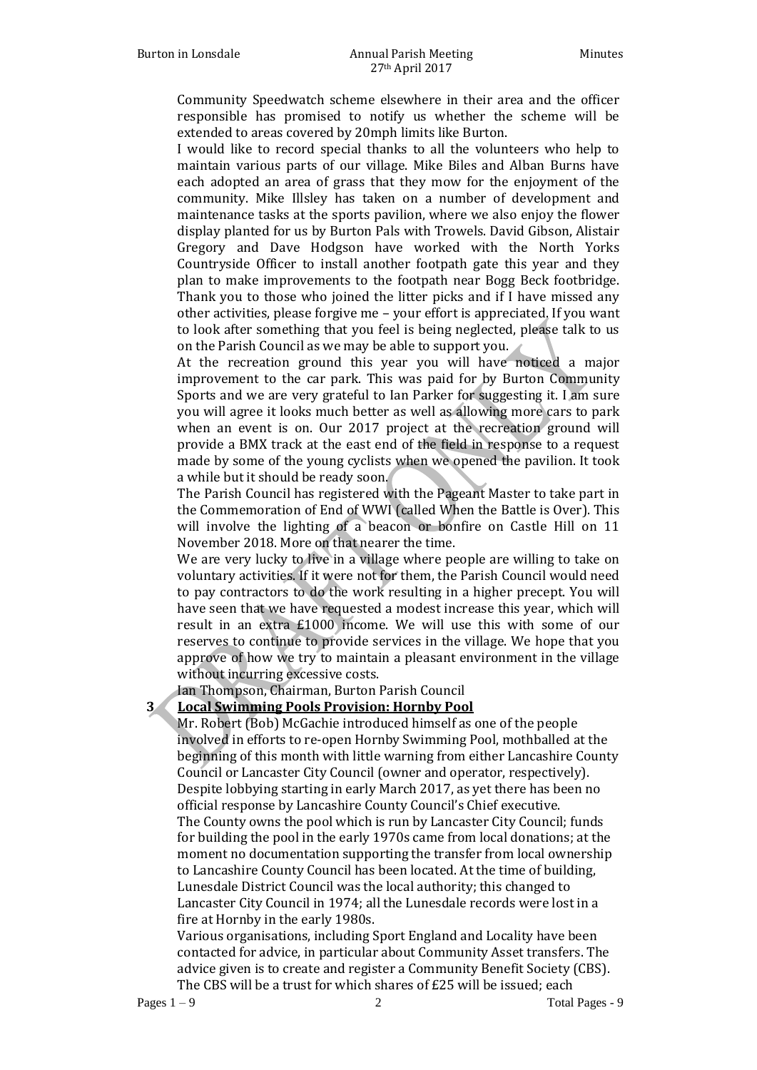Community Speedwatch scheme elsewhere in their area and the officer responsible has promised to notify us whether the scheme will be extended to areas covered by 20mph limits like Burton.

I would like to record special thanks to all the volunteers who help to maintain various parts of our village. Mike Biles and Alban Burns have each adopted an area of grass that they mow for the enjoyment of the community. Mike Illsley has taken on a number of development and maintenance tasks at the sports pavilion, where we also enjoy the flower display planted for us by Burton Pals with Trowels. David Gibson, Alistair Gregory and Dave Hodgson have worked with the North Yorks Countryside Officer to install another footpath gate this year and they plan to make improvements to the footpath near Bogg Beck footbridge. Thank you to those who joined the litter picks and if I have missed any other activities, please forgive me – your effort is appreciated. If you want to look after something that you feel is being neglected, please talk to us on the Parish Council as we may be able to support you.

At the recreation ground this year you will have noticed a major improvement to the car park. This was paid for by Burton Community Sports and we are very grateful to Ian Parker for suggesting it. I am sure you will agree it looks much better as well as allowing more cars to park when an event is on. Our 2017 project at the recreation ground will provide a BMX track at the east end of the field in response to a request made by some of the young cyclists when we opened the pavilion. It took a while but it should be ready soon.

The Parish Council has registered with the Pageant Master to take part in the Commemoration of End of WWI (called When the Battle is Over). This will involve the lighting of a beacon or bonfire on Castle Hill on 11 November 2018. More on that nearer the time.

We are very lucky to live in a village where people are willing to take on voluntary activities. If it were not for them, the Parish Council would need to pay contractors to do the work resulting in a higher precept. You will have seen that we have requested a modest increase this year, which will result in an extra £1000 income. We will use this with some of our reserves to continue to provide services in the village. We hope that you approve of how we try to maintain a pleasant environment in the village without incurring excessive costs.

Ian Thompson, Chairman, Burton Parish Council

**3 Local Swimming Pools Provision: Hornby Pool**

Mr. Robert (Bob) McGachie introduced himself as one of the people involved in efforts to re-open Hornby Swimming Pool, mothballed at the beginning of this month with little warning from either Lancashire County Council or Lancaster City Council (owner and operator, respectively). Despite lobbying starting in early March 2017, as yet there has been no official response by Lancashire County Council's Chief executive.

The County owns the pool which is run by Lancaster City Council; funds for building the pool in the early 1970s came from local donations; at the moment no documentation supporting the transfer from local ownership to Lancashire County Council has been located. At the time of building, Lunesdale District Council was the local authority; this changed to Lancaster City Council in 1974; all the Lunesdale records were lost in a fire at Hornby in the early 1980s.

Various organisations, including Sport England and Locality have been contacted for advice, in particular about Community Asset transfers. The advice given is to create and register a Community Benefit Society (CBS). The CBS will be a trust for which shares of £25 will be issued; each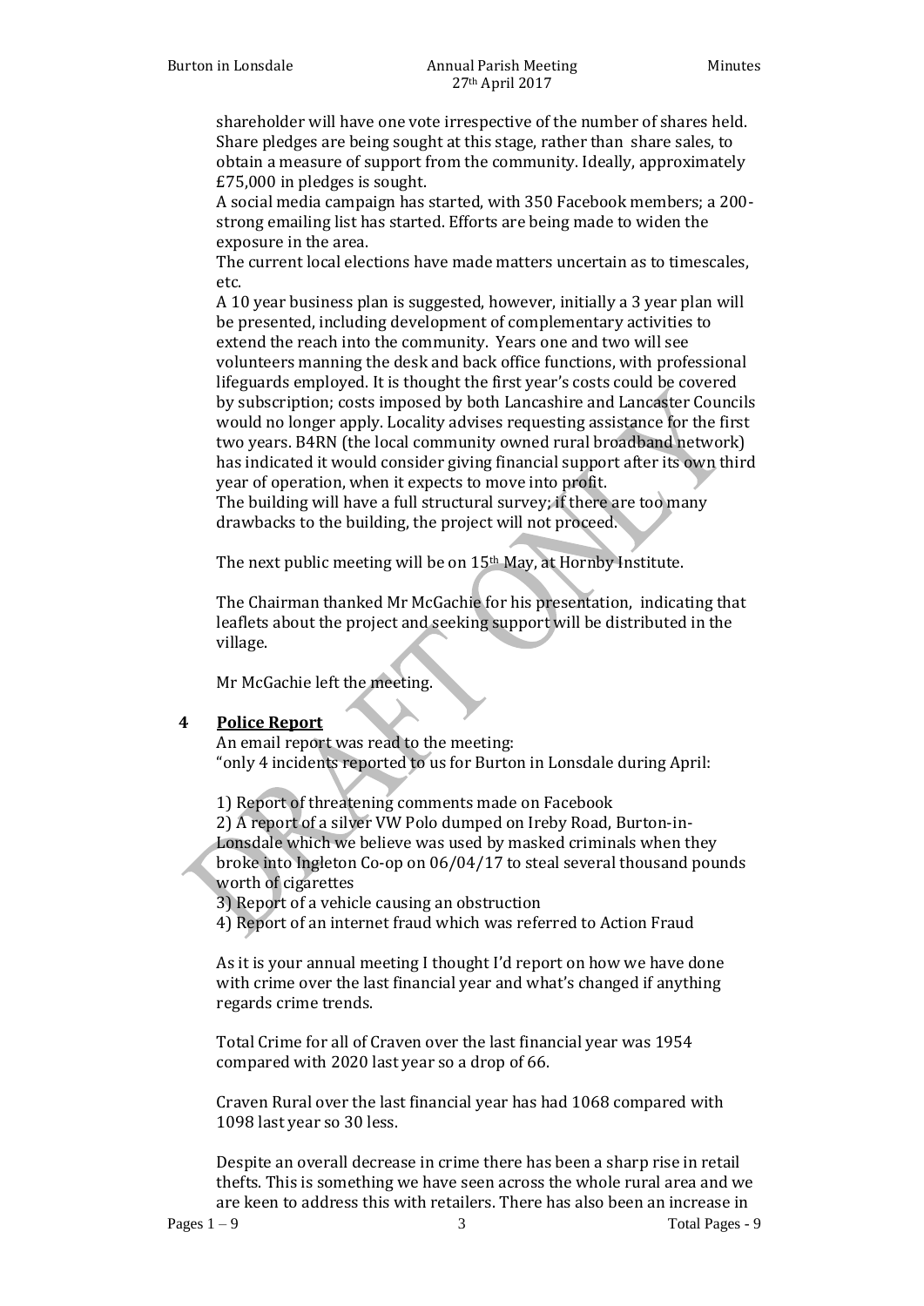shareholder will have one vote irrespective of the number of shares held. Share pledges are being sought at this stage, rather than share sales, to obtain a measure of support from the community. Ideally, approximately £75,000 in pledges is sought.
A social media campaign has started, with 350 Facebook members; a 200-strong emailing list has started. Efforts are being made to widen the exposure in the area.
The current local elections have made matters uncertain as to timescales, etc.
A 10 year business plan is suggested, however, initially a 3 year plan will be presented, including development of complementary activities to extend the reach into the community. Years one and two will see volunteers manning the desk and back office functions, with professional lifeguards employed. It is thought the first year's costs could be covered by subscription; costs imposed by both Lancashire and Lancaster Councils would no longer apply. Locality advises requesting assistance for the first two years. B4RN (the local community owned rural broadband network) has indicated it would consider giving financial support after its own third year of operation, when it expects to move into profit.
The building will have a full structural survey; if there are too many drawbacks to the building, the project will not proceed.

The next public meeting will be on 15th May, at Hornby Institute.

The Chairman thanked Mr McGachie for his presentation, indicating that leaflets about the project and seeking support will be distributed in the village.

Mr McGachie left the meeting.

## 4 Police Report

An email report was read to the meeting:
"only 4 incidents reported to us for Burton in Lonsdale during April:

1) Report of threatening comments made on Facebook
2) A report of a silver VW Polo dumped on Ireby Road, Burton-in-Lonsdale which we believe was used by masked criminals when they broke into Ingleton Co-op on 06/04/17 to steal several thousand pounds worth of cigarettes
3) Report of a vehicle causing an obstruction
4) Report of an internet fraud which was referred to Action Fraud

As it is your annual meeting I thought I'd report on how we have done with crime over the last financial year and what's changed if anything regards crime trends.

Total Crime for all of Craven over the last financial year was 1954 compared with 2020 last year so a drop of 66.

Craven Rural over the last financial year has had 1068 compared with 1098 last year so 30 less.

Despite an overall decrease in crime there has been a sharp rise in retail thefts. This is something we have seen across the whole rural area and we are keen to address this with retailers. There has also been an increase in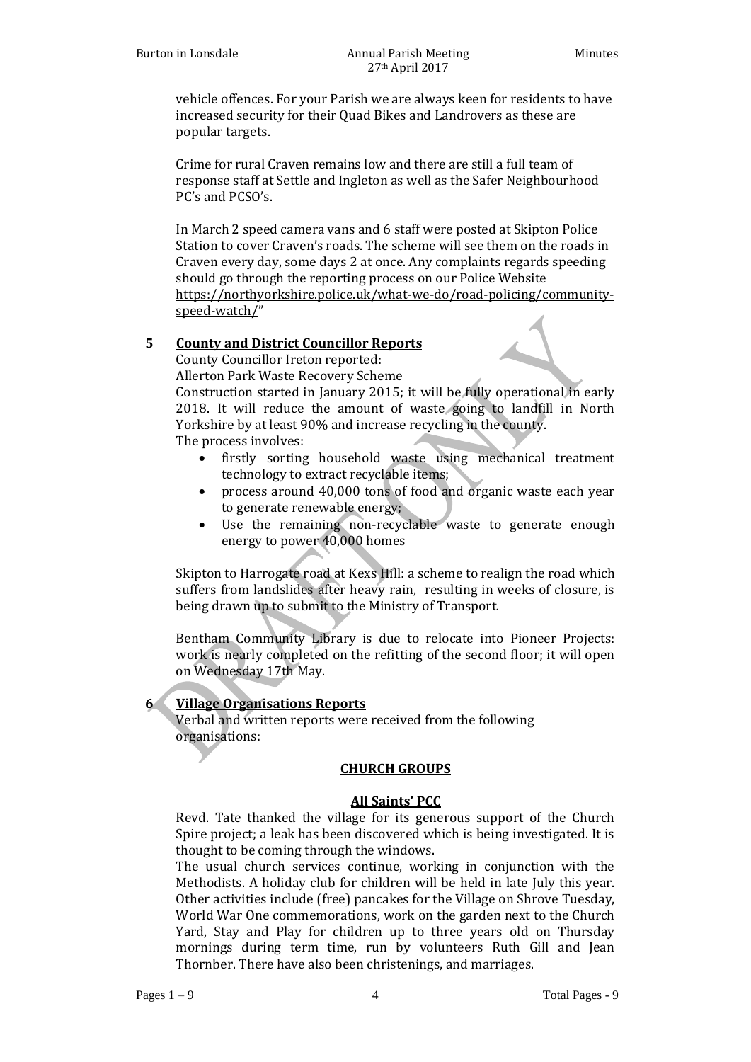vehicle offences. For your Parish we are always keen for residents to have increased security for their Quad Bikes and Landrovers as these are popular targets.

Crime for rural Craven remains low and there are still a full team of response staff at Settle and Ingleton as well as the Safer Neighbourhood PC's and PCSO's.

In March 2 speed camera vans and 6 staff were posted at Skipton Police Station to cover Craven's roads. The scheme will see them on the roads in Craven every day, some days 2 at once. Any complaints regards speeding should go through the reporting process on our Police Website https://northyorkshire.police.uk/what-we-do/road-policing/community-speed-watch/"

## 5 County and District Councillor Reports

County Councillor Ireton reported:

Allerton Park Waste Recovery Scheme

Construction started in January 2015; it will be fully operational in early 2018. It will reduce the amount of waste going to landfill in North Yorkshire by at least 90% and increase recycling in the county.

The process involves:

- firstly sorting household waste using mechanical treatment technology to extract recyclable items;
- process around 40,000 tons of food and organic waste each year to generate renewable energy;
- Use the remaining non-recyclable waste to generate enough energy to power 40,000 homes

Skipton to Harrogate road at Kexs Hill: a scheme to realign the road which suffers from landslides after heavy rain, resulting in weeks of closure, is being drawn up to submit to the Ministry of Transport.

Bentham Community Library is due to relocate into Pioneer Projects: work is nearly completed on the refitting of the second floor; it will open on Wednesday 17th May.

## 6 Village Organisations Reports

Verbal and written reports were received from the following organisations:

### CHURCH GROUPS

#### All Saints' PCC

Revd. Tate thanked the village for its generous support of the Church Spire project; a leak has been discovered which is being investigated. It is thought to be coming through the windows.

The usual church services continue, working in conjunction with the Methodists. A holiday club for children will be held in late July this year. Other activities include (free) pancakes for the Village on Shrove Tuesday, World War One commemorations, work on the garden next to the Church Yard, Stay and Play for children up to three years old on Thursday mornings during term time, run by volunteers Ruth Gill and Jean Thornber. There have also been christenings, and marriages.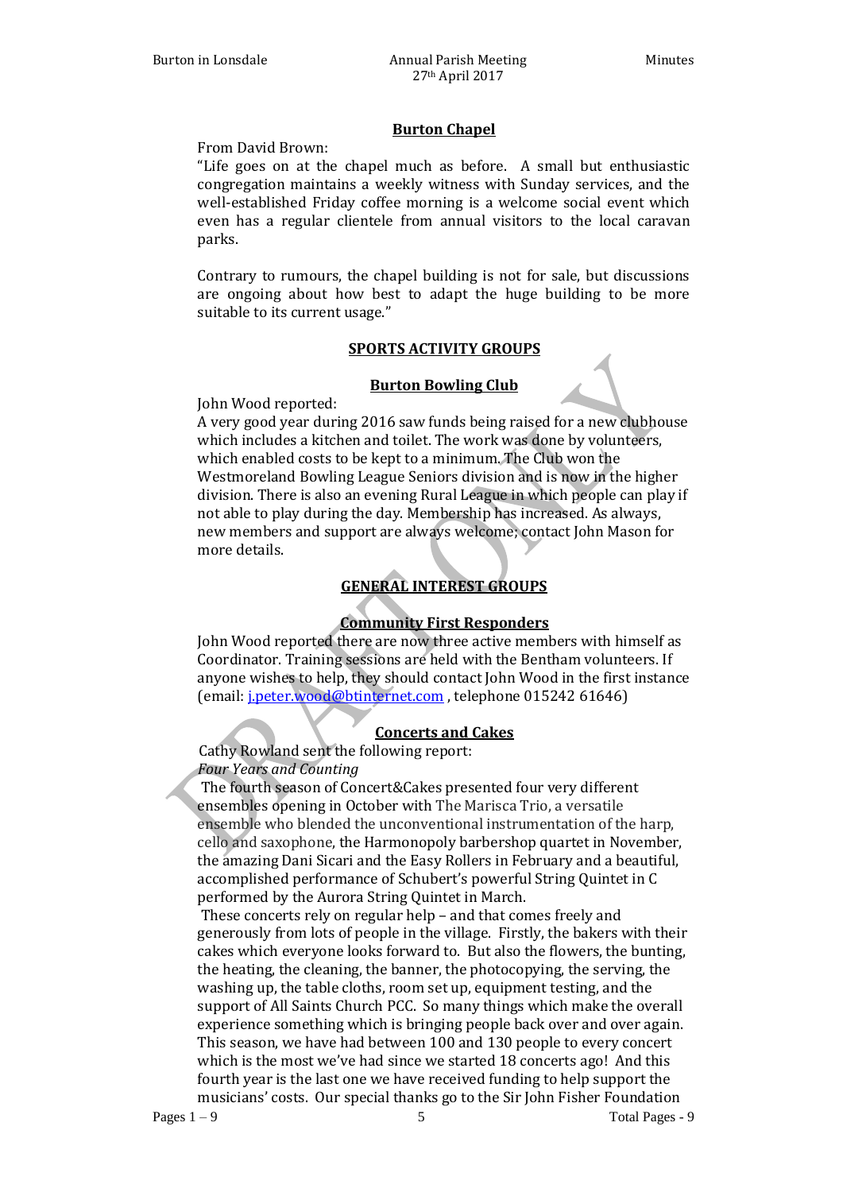## Burton Chapel

From David Brown:

"Life goes on at the chapel much as before. A small but enthusiastic congregation maintains a weekly witness with Sunday services, and the well-established Friday coffee morning is a welcome social event which even has a regular clientele from annual visitors to the local caravan parks.

Contrary to rumours, the chapel building is not for sale, but discussions are ongoing about how best to adapt the huge building to be more suitable to its current usage."

## SPORTS ACTIVITY GROUPS

### Burton Bowling Club

John Wood reported:

A very good year during 2016 saw funds being raised for a new clubhouse which includes a kitchen and toilet. The work was done by volunteers, which enabled costs to be kept to a minimum. The Club won the Westmoreland Bowling League Seniors division and is now in the higher division. There is also an evening Rural League in which people can play if not able to play during the day. Membership has increased. As always, new members and support are always welcome; contact John Mason for more details.

## GENERAL INTEREST GROUPS

### Community First Responders

John Wood reported there are now three active members with himself as Coordinator. Training sessions are held with the Bentham volunteers. If anyone wishes to help, they should contact John Wood in the first instance (email: j.peter.wood@btinternet.com , telephone 015242 61646)

### Concerts and Cakes

Cathy Rowland sent the following report:

*Four Years and Counting*

The fourth season of Concert&Cakes presented four very different ensembles opening in October with The Marisca Trio, a versatile ensemble who blended the unconventional instrumentation of the harp, cello and saxophone, the Harmonopoly barbershop quartet in November, the amazing Dani Sicari and the Easy Rollers in February and a beautiful, accomplished performance of Schubert's powerful String Quintet in C performed by the Aurora String Quintet in March.

These concerts rely on regular help – and that comes freely and generously from lots of people in the village. Firstly, the bakers with their cakes which everyone looks forward to. But also the flowers, the bunting, the heating, the cleaning, the banner, the photocopying, the serving, the washing up, the table cloths, room set up, equipment testing, and the support of All Saints Church PCC. So many things which make the overall experience something which is bringing people back over and over again. This season, we have had between 100 and 130 people to every concert which is the most we've had since we started 18 concerts ago! And this fourth year is the last one we have received funding to help support the musicians' costs. Our special thanks go to the Sir John Fisher Foundation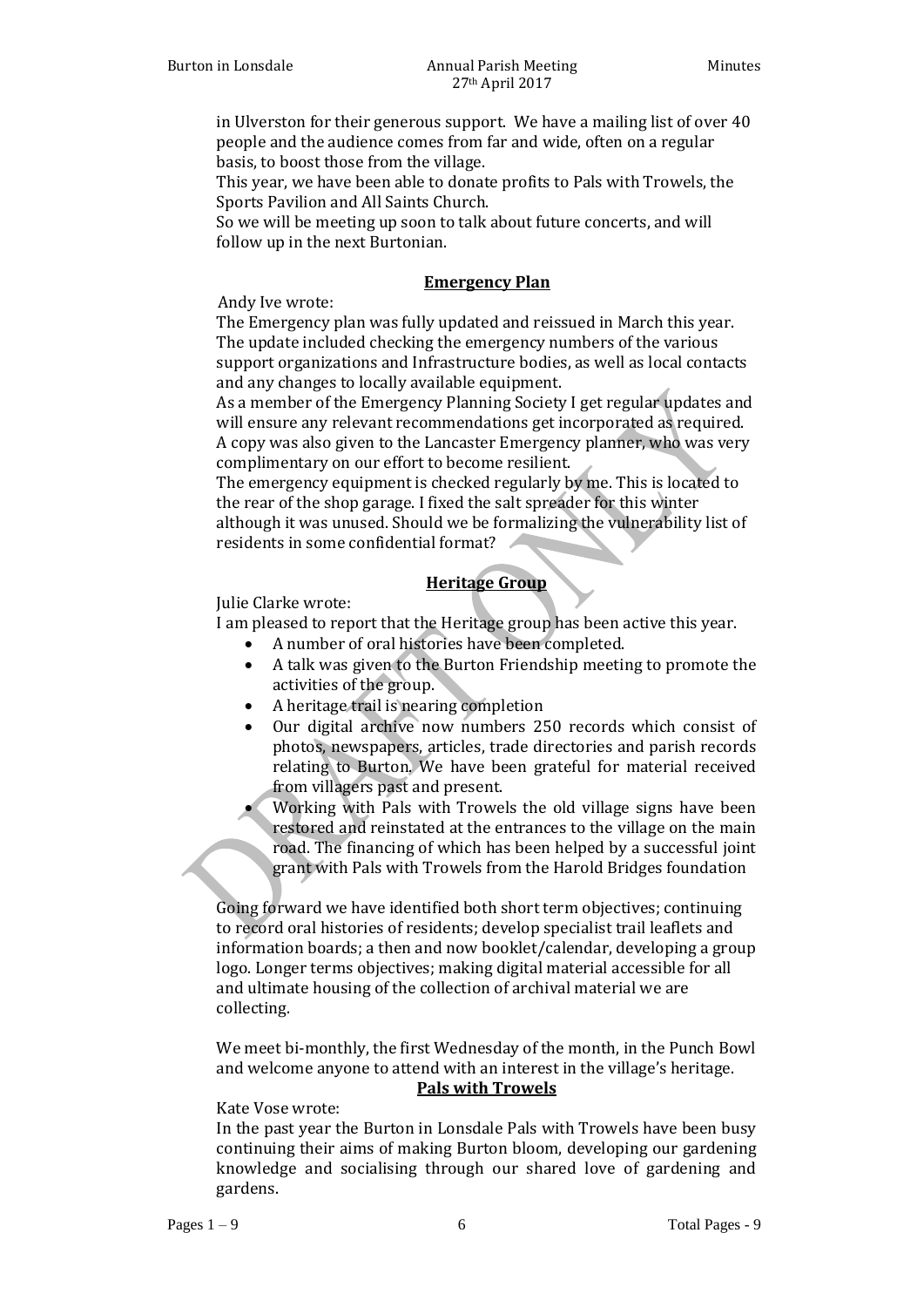in Ulverston for their generous support. We have a mailing list of over 40 people and the audience comes from far and wide, often on a regular basis, to boost those from the village.

This year, we have been able to donate profits to Pals with Trowels, the Sports Pavilion and All Saints Church.

So we will be meeting up soon to talk about future concerts, and will follow up in the next Burtonian.

### Emergency Plan

Andy Ive wrote:

The Emergency plan was fully updated and reissued in March this year. The update included checking the emergency numbers of the various support organizations and Infrastructure bodies, as well as local contacts and any changes to locally available equipment.

As a member of the Emergency Planning Society I get regular updates and will ensure any relevant recommendations get incorporated as required. A copy was also given to the Lancaster Emergency planner, who was very complimentary on our effort to become resilient.

The emergency equipment is checked regularly by me. This is located to the rear of the shop garage. I fixed the salt spreader for this winter although it was unused. Should we be formalizing the vulnerability list of residents in some confidential format?

### Heritage Group

Julie Clarke wrote:

I am pleased to report that the Heritage group has been active this year.

- A number of oral histories have been completed.
- A talk was given to the Burton Friendship meeting to promote the activities of the group.
- A heritage trail is nearing completion
- Our digital archive now numbers 250 records which consist of photos, newspapers, articles, trade directories and parish records relating to Burton. We have been grateful for material received from villagers past and present.
- Working with Pals with Trowels the old village signs have been restored and reinstated at the entrances to the village on the main road. The financing of which has been helped by a successful joint grant with Pals with Trowels from the Harold Bridges foundation

Going forward we have identified both short term objectives; continuing to record oral histories of residents; develop specialist trail leaflets and information boards; a then and now booklet/calendar, developing a group logo. Longer terms objectives; making digital material accessible for all and ultimate housing of the collection of archival material we are collecting.

We meet bi-monthly, the first Wednesday of the month, in the Punch Bowl and welcome anyone to attend with an interest in the village's heritage.

### Pals with Trowels

Kate Vose wrote:

In the past year the Burton in Lonsdale Pals with Trowels have been busy continuing their aims of making Burton bloom, developing our gardening knowledge and socialising through our shared love of gardening and gardens.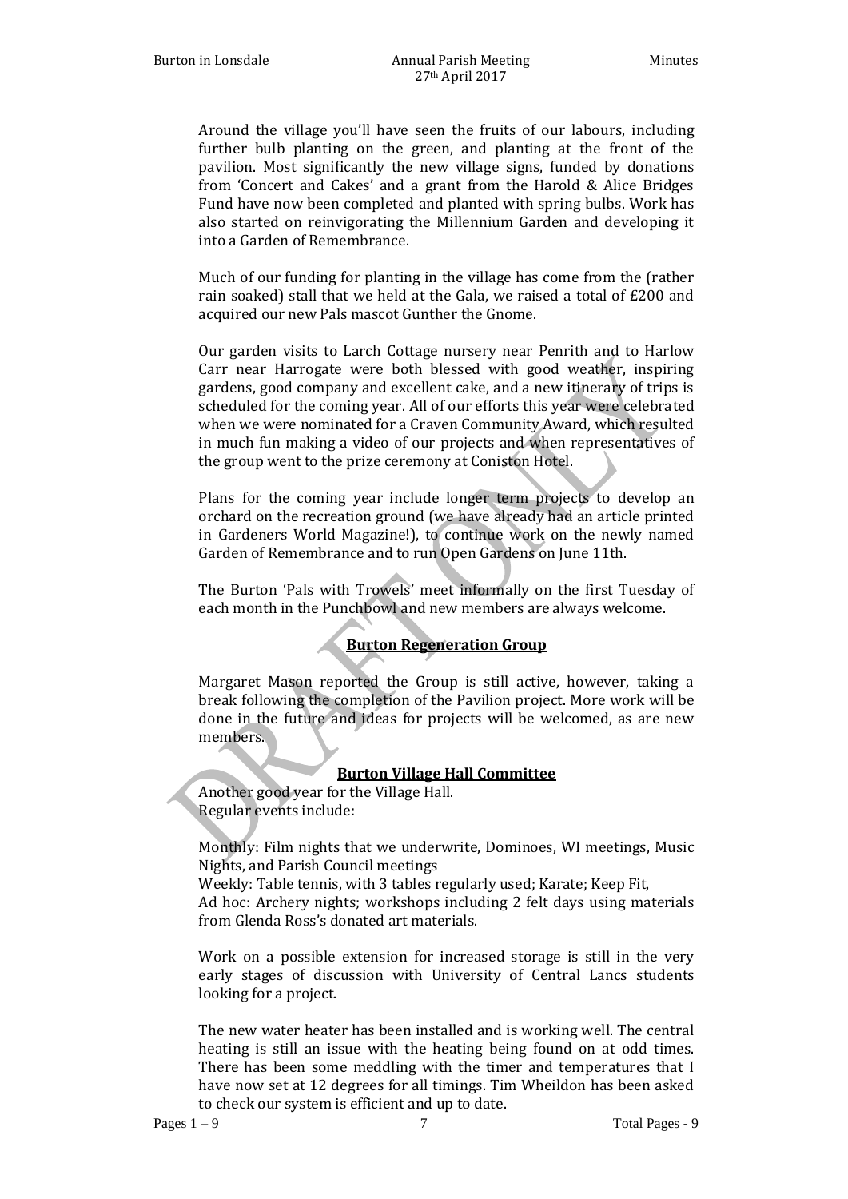Around the village you'll have seen the fruits of our labours, including further bulb planting on the green, and planting at the front of the pavilion. Most significantly the new village signs, funded by donations from 'Concert and Cakes' and a grant from the Harold & Alice Bridges Fund have now been completed and planted with spring bulbs. Work has also started on reinvigorating the Millennium Garden and developing it into a Garden of Remembrance.

Much of our funding for planting in the village has come from the (rather rain soaked) stall that we held at the Gala, we raised a total of £200 and acquired our new Pals mascot Gunther the Gnome.

Our garden visits to Larch Cottage nursery near Penrith and to Harlow Carr near Harrogate were both blessed with good weather, inspiring gardens, good company and excellent cake, and a new itinerary of trips is scheduled for the coming year. All of our efforts this year were celebrated when we were nominated for a Craven Community Award, which resulted in much fun making a video of our projects and when representatives of the group went to the prize ceremony at Coniston Hotel.

Plans for the coming year include longer term projects to develop an orchard on the recreation ground (we have already had an article printed in Gardeners World Magazine!), to continue work on the newly named Garden of Remembrance and to run Open Gardens on June 11th.

The Burton 'Pals with Trowels' meet informally on the first Tuesday of each month in the Punchbowl and new members are always welcome.

**Burton Regeneration Group**

Margaret Mason reported the Group is still active, however, taking a break following the completion of the Pavilion project. More work will be done in the future and ideas for projects will be welcomed, as are new members.

**Burton Village Hall Committee**

Another good year for the Village Hall.
Regular events include:

Monthly: Film nights that we underwrite, Dominoes, WI meetings, Music Nights, and Parish Council meetings
Weekly: Table tennis, with 3 tables regularly used; Karate; Keep Fit,
Ad hoc: Archery nights; workshops including 2 felt days using materials from Glenda Ross's donated art materials.

Work on a possible extension for increased storage is still in the very early stages of discussion with University of Central Lancs students looking for a project.

The new water heater has been installed and is working well. The central heating is still an issue with the heating being found on at odd times. There has been some meddling with the timer and temperatures that I have now set at 12 degrees for all timings. Tim Wheildon has been asked to check our system is efficient and up to date.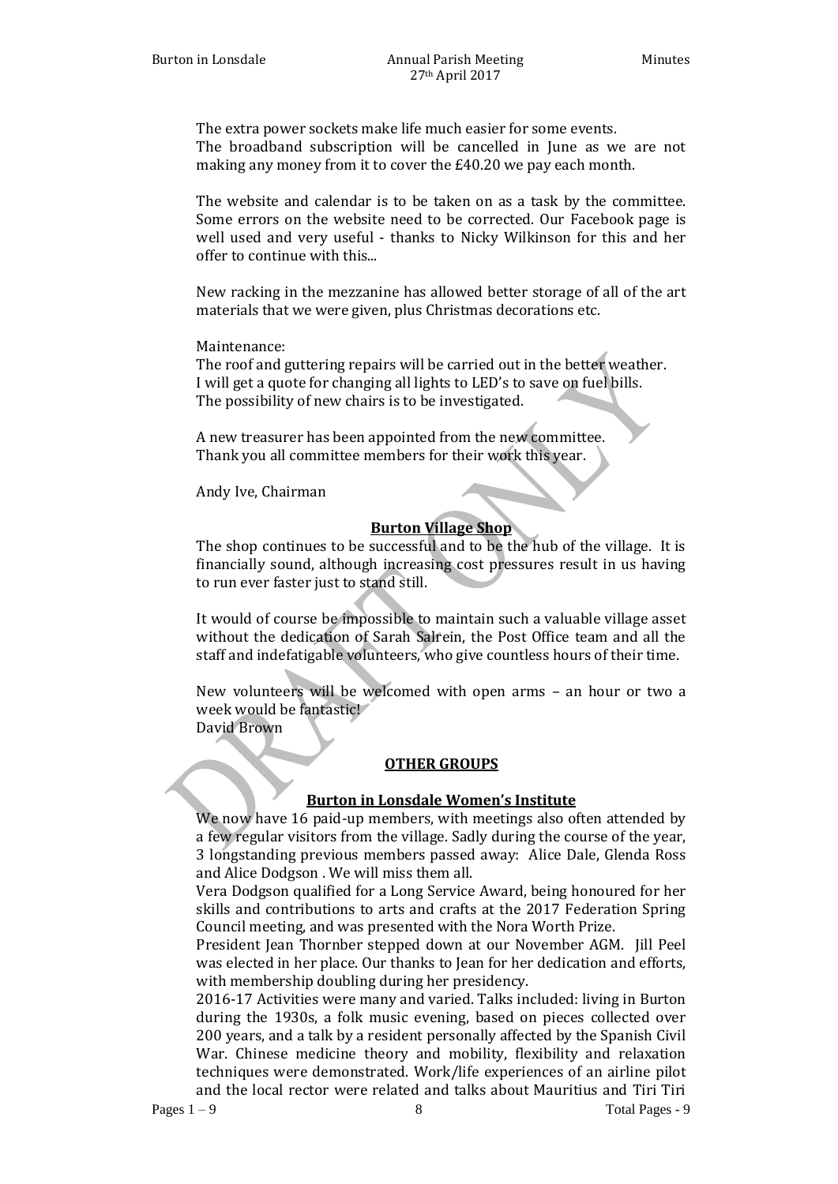The extra power sockets make life much easier for some events.
The broadband subscription will be cancelled in June as we are not making any money from it to cover the £40.20 we pay each month.

The website and calendar is to be taken on as a task by the committee. Some errors on the website need to be corrected. Our Facebook page is well used and very useful - thanks to Nicky Wilkinson for this and her offer to continue with this...

New racking in the mezzanine has allowed better storage of all of the art materials that we were given, plus Christmas decorations etc.

Maintenance:
The roof and guttering repairs will be carried out in the better weather.
I will get a quote for changing all lights to LED's to save on fuel bills.
The possibility of new chairs is to be investigated.

A new treasurer has been appointed from the new committee.
Thank you all committee members for their work this year.

Andy Ive, Chairman

**Burton Village Shop**

The shop continues to be successful and to be the hub of the village. It is financially sound, although increasing cost pressures result in us having to run ever faster just to stand still.

It would of course be impossible to maintain such a valuable village asset without the dedication of Sarah Salrein, the Post Office team and all the staff and indefatigable volunteers, who give countless hours of their time.

New volunteers will be welcomed with open arms – an hour or two a week would be fantastic!
David Brown

**OTHER GROUPS**

**Burton in Lonsdale Women's Institute**

We now have 16 paid-up members, with meetings also often attended by a few regular visitors from the village. Sadly during the course of the year, 3 longstanding previous members passed away: Alice Dale, Glenda Ross and Alice Dodgson . We will miss them all.
Vera Dodgson qualified for a Long Service Award, being honoured for her skills and contributions to arts and crafts at the 2017 Federation Spring Council meeting, and was presented with the Nora Worth Prize.
President Jean Thornber stepped down at our November AGM. Jill Peel was elected in her place. Our thanks to Jean for her dedication and efforts, with membership doubling during her presidency.
2016-17 Activities were many and varied. Talks included: living in Burton during the 1930s, a folk music evening, based on pieces collected over 200 years, and a talk by a resident personally affected by the Spanish Civil War. Chinese medicine theory and mobility, flexibility and relaxation techniques were demonstrated. Work/life experiences of an airline pilot and the local rector were related and talks about Mauritius and Tiri Tiri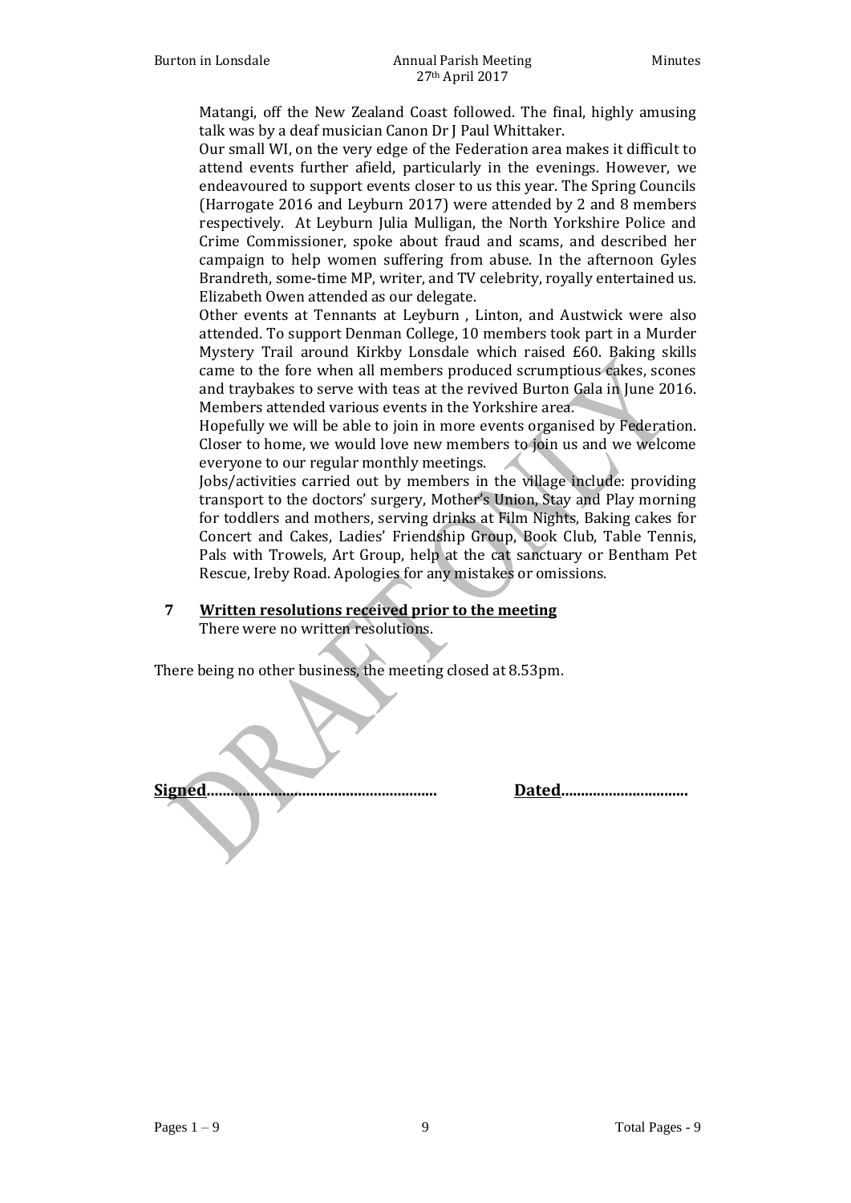Matangi, off the New Zealand Coast followed. The final, highly amusing talk was by a deaf musician Canon Dr J Paul Whittaker.

Our small WI, on the very edge of the Federation area makes it difficult to attend events further afield, particularly in the evenings. However, we endeavoured to support events closer to us this year. The Spring Councils (Harrogate 2016 and Leyburn 2017) were attended by 2 and 8 members respectively. At Leyburn Julia Mulligan, the North Yorkshire Police and Crime Commissioner, spoke about fraud and scams, and described her campaign to help women suffering from abuse. In the afternoon Gyles Brandreth, some-time MP, writer, and TV celebrity, royally entertained us. Elizabeth Owen attended as our delegate.

Other events at Tennants at Leyburn , Linton, and Austwick were also attended. To support Denman College, 10 members took part in a Murder Mystery Trail around Kirkby Lonsdale which raised £60. Baking skills came to the fore when all members produced scrumptious cakes, scones and traybakes to serve with teas at the revived Burton Gala in June 2016. Members attended various events in the Yorkshire area.

Hopefully we will be able to join in more events organised by Federation. Closer to home, we would love new members to join us and we welcome everyone to our regular monthly meetings.

Jobs/activities carried out by members in the village include: providing transport to the doctors' surgery, Mother's Union, Stay and Play morning for toddlers and mothers, serving drinks at Film Nights, Baking cakes for Concert and Cakes, Ladies' Friendship Group, Book Club, Table Tennis, Pals with Trowels, Art Group, help at the cat sanctuary or Bentham Pet Rescue, Ireby Road. Apologies for any mistakes or omissions.

**7 Written resolutions received prior to the meeting**

There were no written resolutions.

There being no other business, the meeting closed at 8.53pm.

**Signed**......................................................... **Dated**...............................